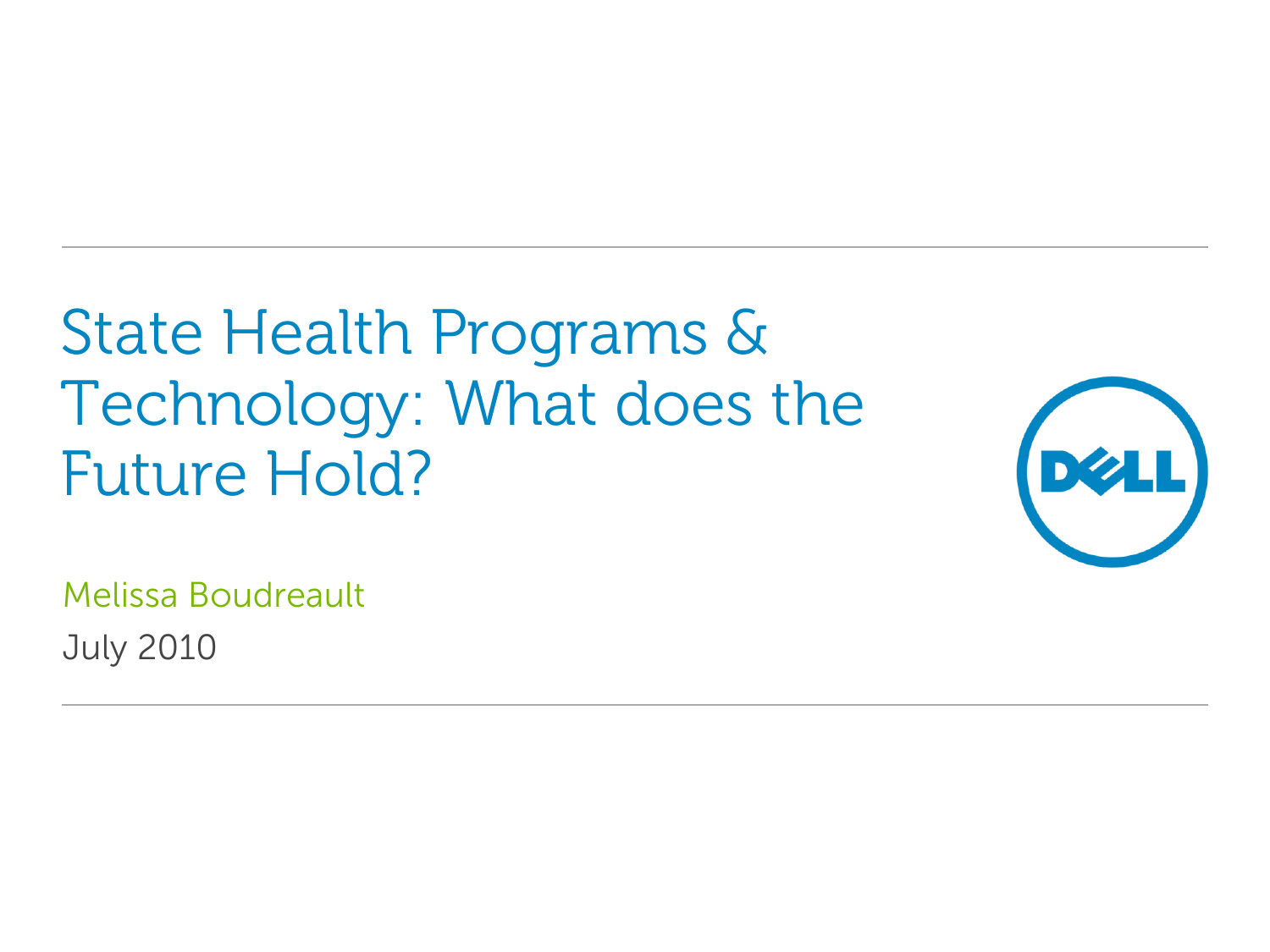# State Health Programs & Technology: What does the Future Hold?

Melissa Boudreault

July 2010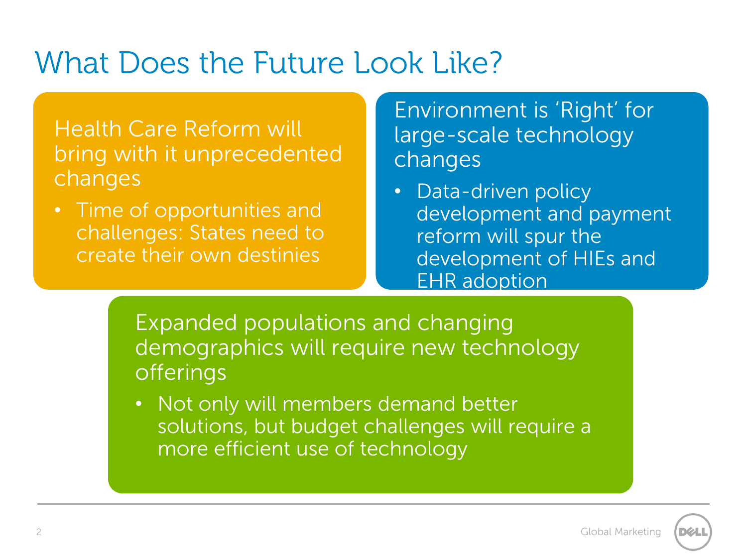# What Does the Future Look Like?

Health Care Reform will bring with it unprecedented changes

- Time of opportunities and challenges: States need to create their own destinies

Environment is 'Right' for large-scale technology changes

- Data-driven policy development and payment reform will spur the development of HIEs and EHR adoption

Expanded populations and changing demographics will require new technology offerings

- Not only will members demand better solutions, but budget challenges will require a more efficient use of technology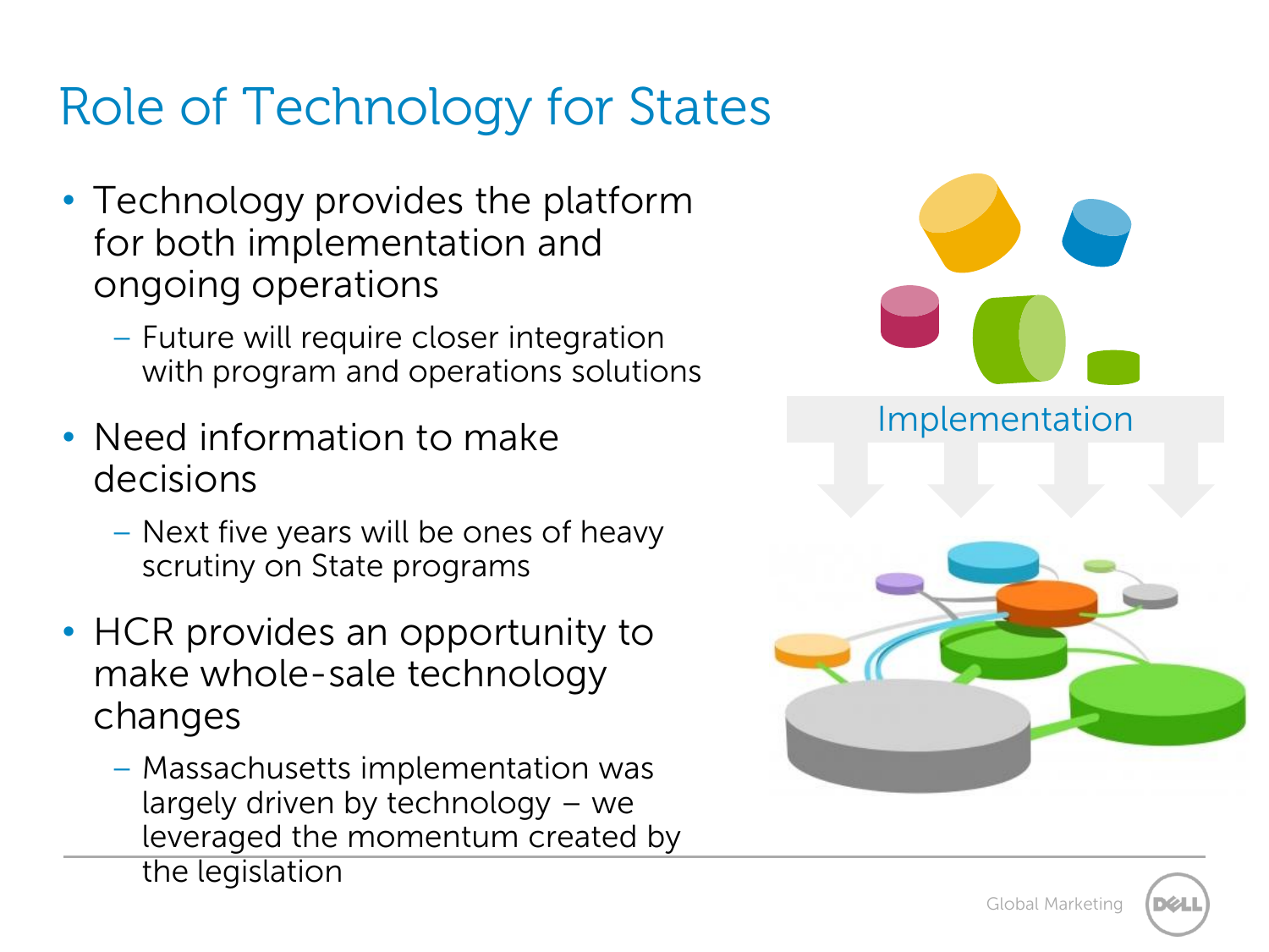# Role of Technology for States

- Technology provides the platform for both implementation and ongoing operations
  - Future will require closer integration with program and operations solutions
- Need information to make decisions
  - Next five years will be ones of heavy scrutiny on State programs
- HCR provides an opportunity to make whole-sale technology changes
  - Massachusetts implementation was largely driven by technology – we leveraged the momentum created by the legislation

Implementation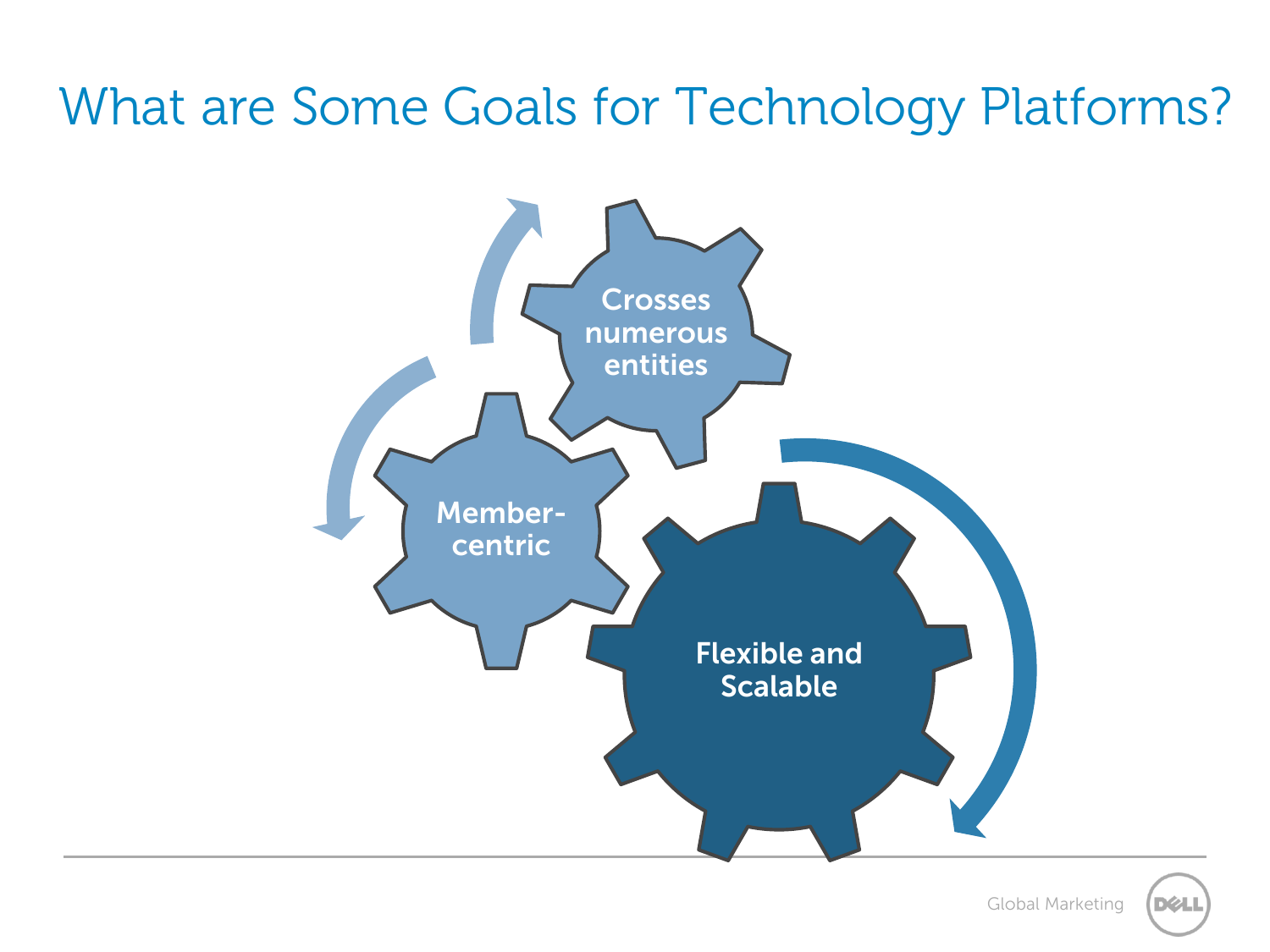# What are Some Goals for Technology Platforms?

- Crosses numerous entities
- Member-centric
- Flexible and Scalable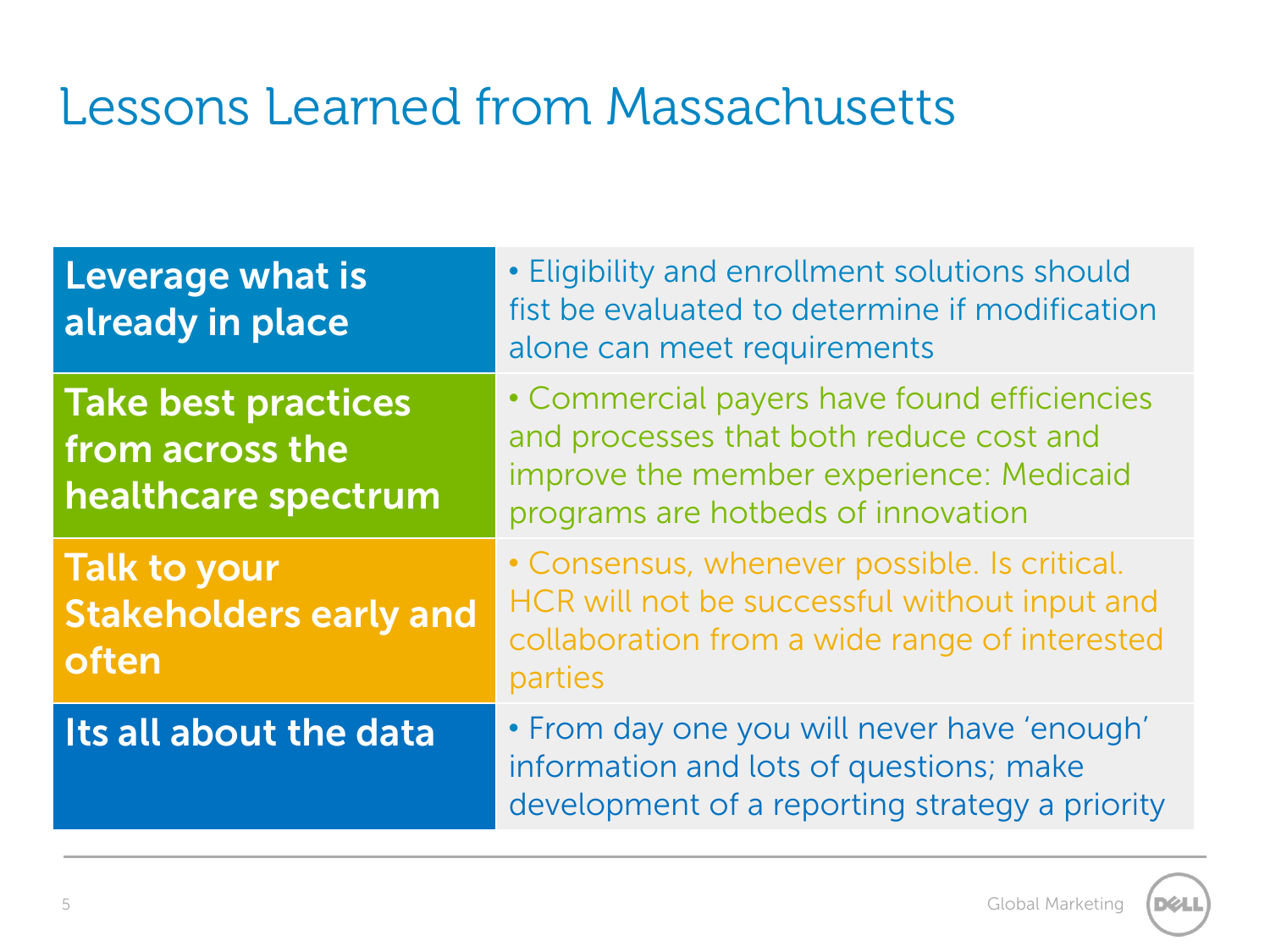# Lessons Learned from Massachusetts

| | |
|---|---|
| **Leverage what is already in place** | • Eligibility and enrollment solutions should fist be evaluated to determine if modification alone can meet requirements |
| **Take best practices from across the healthcare spectrum** | • Commercial payers have found efficiencies and processes that both reduce cost and improve the member experience: Medicaid programs are hotbeds of innovation |
| **Talk to your Stakeholders early and often** | • Consensus, whenever possible. Is critical. HCR will not be successful without input and collaboration from a wide range of interested parties |
| **Its all about the data** | • From day one you will never have 'enough' information and lots of questions; make development of a reporting strategy a priority |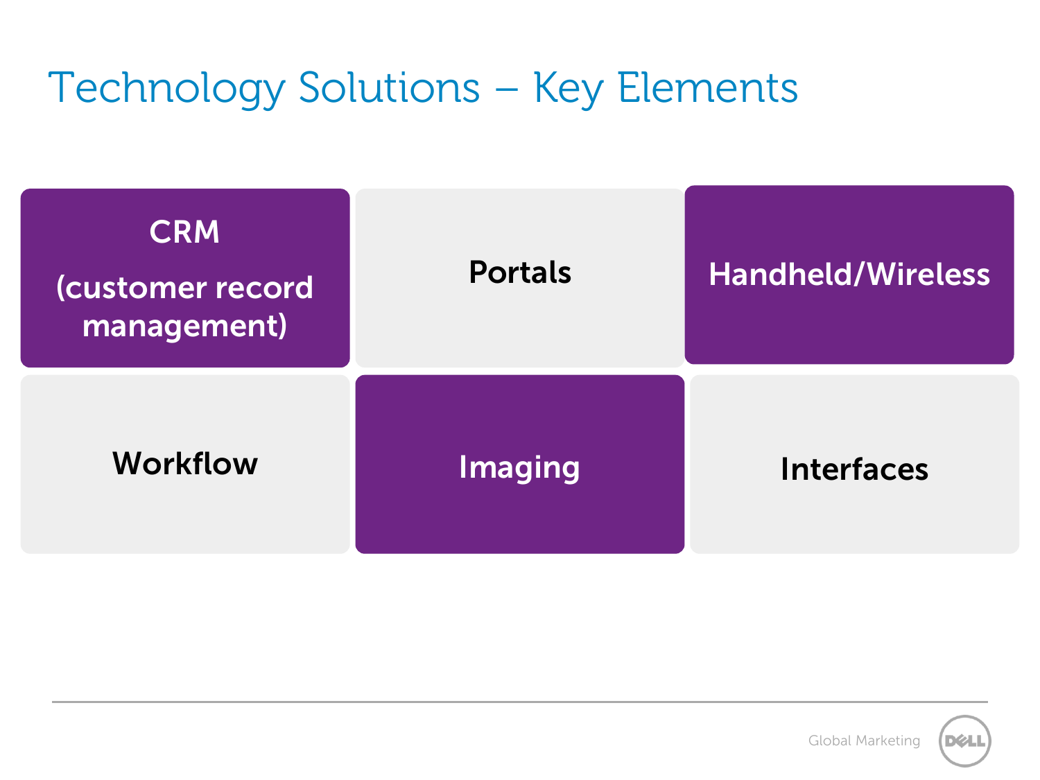# Technology Solutions – Key Elements

- **CRM (customer record management)**
- **Portals**
- **Handheld/Wireless**
- **Workflow**
- **Imaging**
- **Interfaces**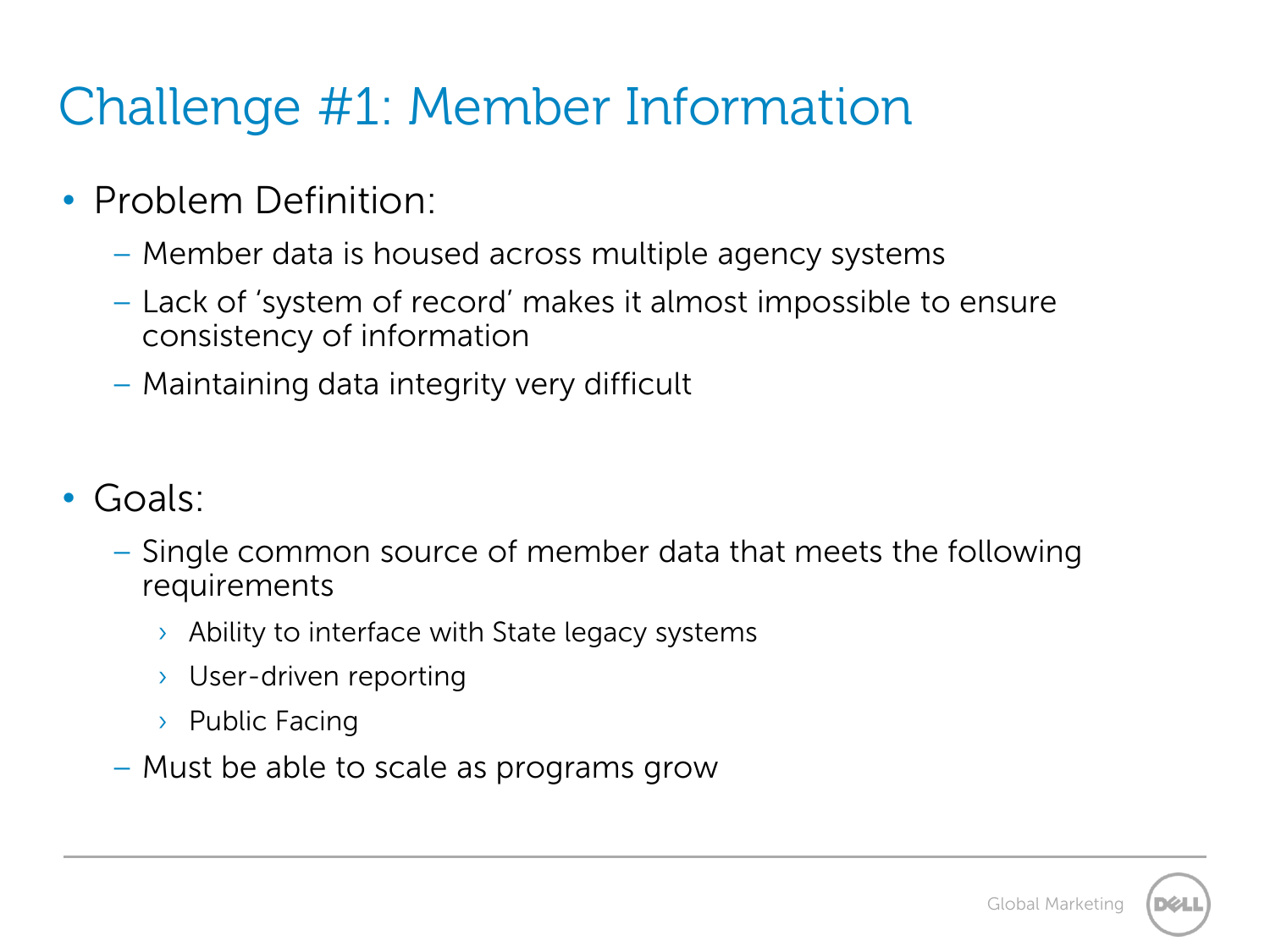# Challenge #1: Member Information

- Problem Definition:
  - Member data is housed across multiple agency systems
  - Lack of 'system of record' makes it almost impossible to ensure consistency of information
  - Maintaining data integrity very difficult
- Goals:
  - Single common source of member data that meets the following requirements
    - Ability to interface with State legacy systems
    - User-driven reporting
    - Public Facing
  - Must be able to scale as programs grow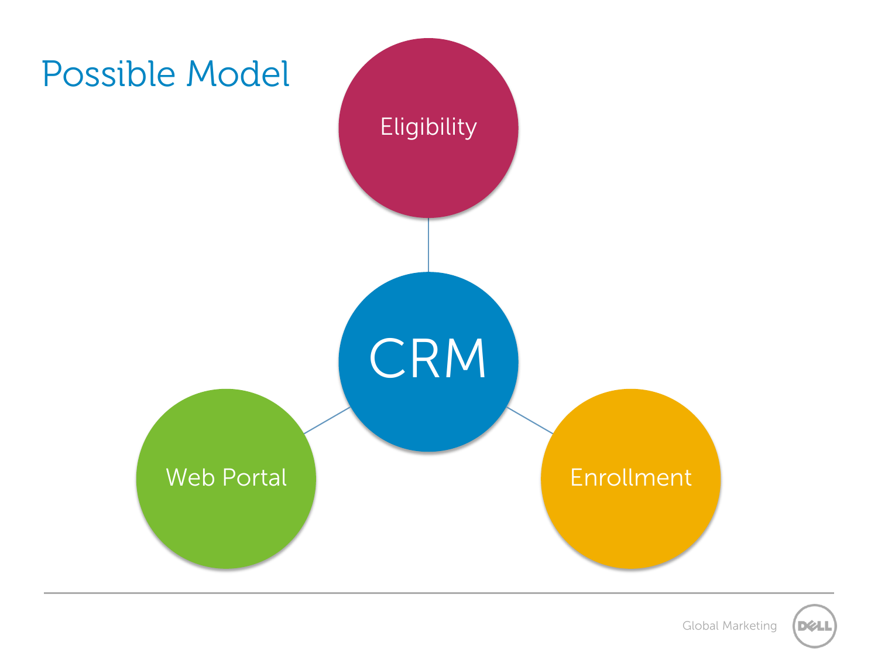# Possible Model

Eligibility

CRM

Web Portal

Enrollment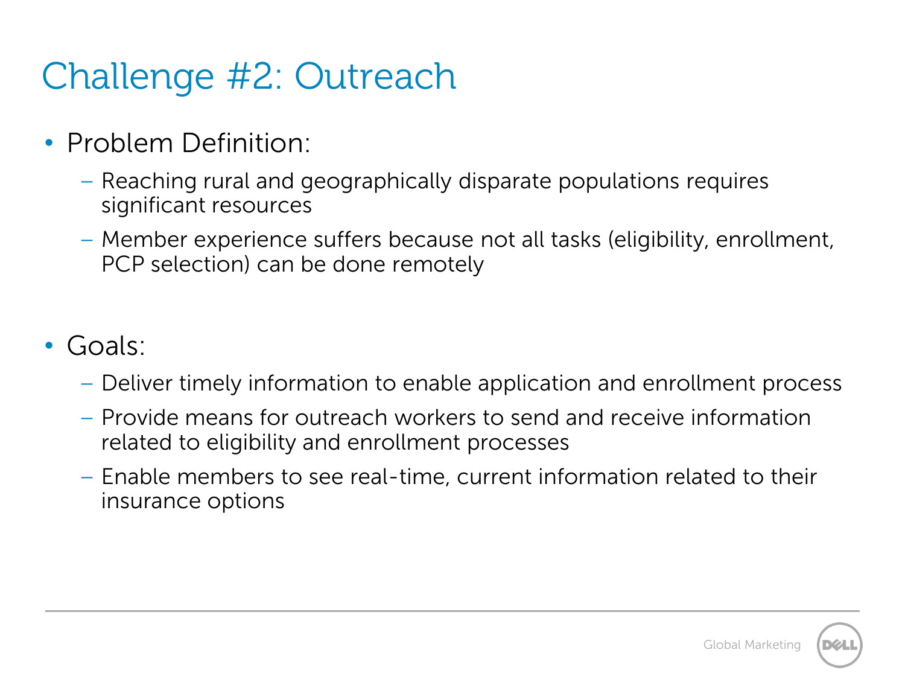# Challenge #2: Outreach

- Problem Definition:
  - Reaching rural and geographically disparate populations requires significant resources
  - Member experience suffers because not all tasks (eligibility, enrollment, PCP selection) can be done remotely

- Goals:
  - Deliver timely information to enable application and enrollment process
  - Provide means for outreach workers to send and receive information related to eligibility and enrollment processes
  - Enable members to see real-time, current information related to their insurance options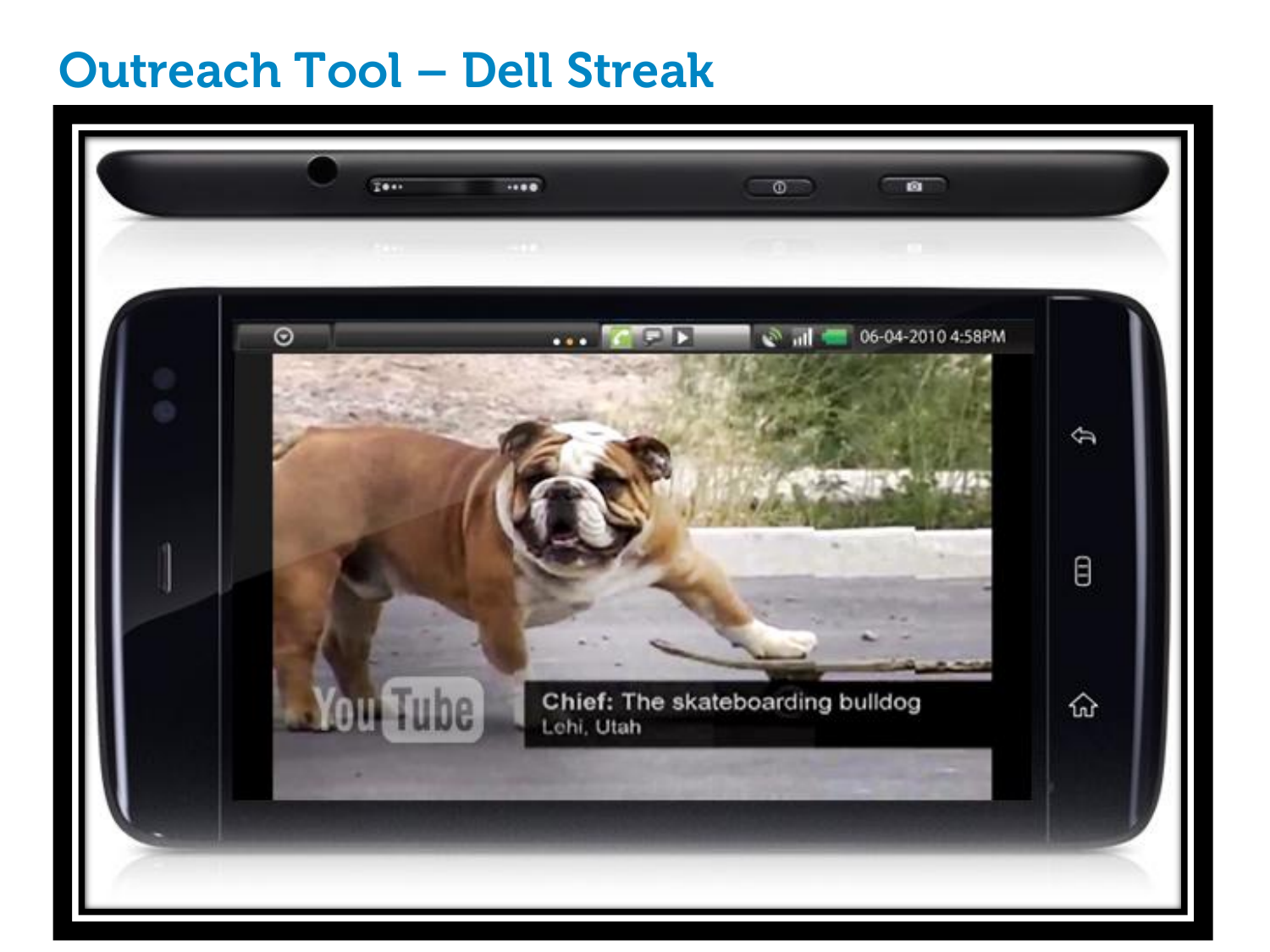# Outreach Tool – Dell Streak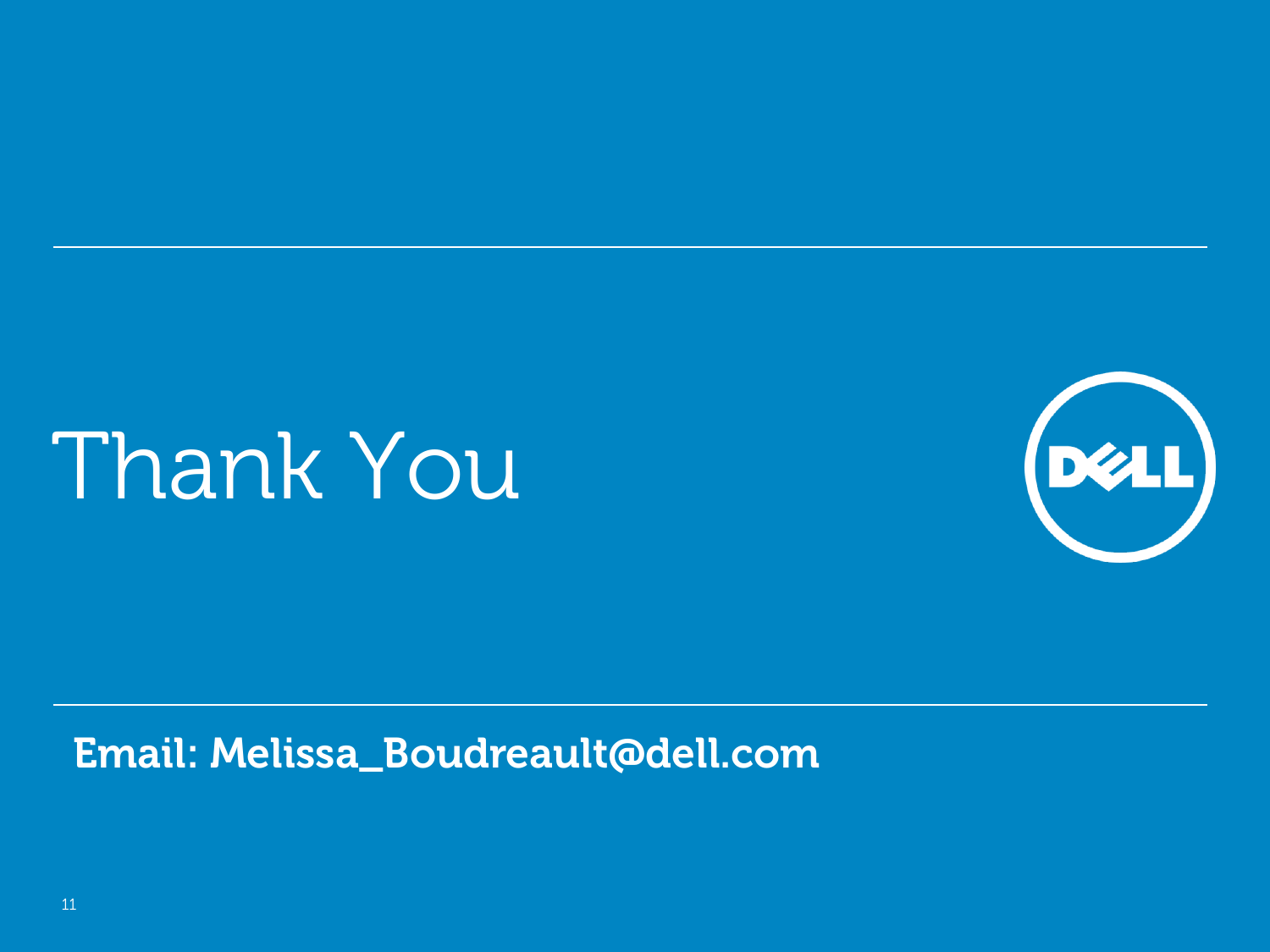# Thank You

Email: Melissa_Boudreault@dell.com